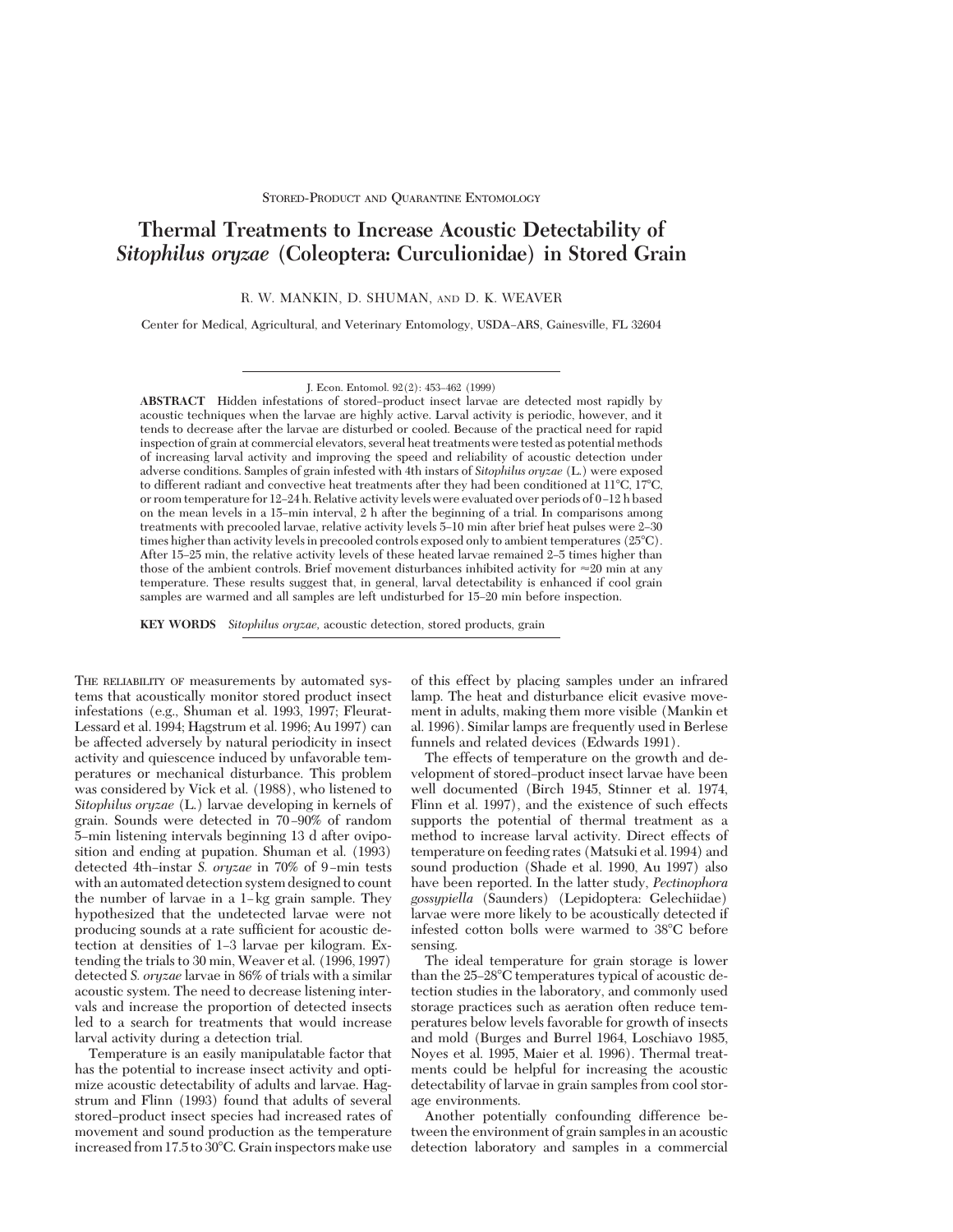STORED-PRODUCT AND QUARANTINE ENTOMOLOGY

# Thermal Treatments to Increase Acoustic Detectability of *Sitophilus oryzae* (Coleoptera: Curculionidae) in Stored Grain

R. W. MANKIN, D. SHUMAN, AND D. K. WEAVER

Center for Medical, Agricultural, and Veterinary Entomology, USDA–ARS, Gainesville, FL 32604

J. Econ. Entomol. 92(2): 453–462 (1999)

**ABSTRACT** Hidden infestations of stored-product insect larvae are detected most rapidly by acoustic techniques when the larvae are highly active. Larval activity is periodic, however, and it tends to decrease after the larvae are disturbed or cooled. Because of the practical need for rapid inspection of grain at commercial elevators, several heat treatments were tested as potential methods of increasing larval activity and improving the speed and reliability of acoustic detection under adverse conditions. Samples of grain infested with 4th instars of *Sitophilus oryzae* (L.) were exposed to different radiant and convective heat treatments after they had been conditioned at 11°C, 17°C, or room temperature for 12–24 h. Relative activity levels were evaluated over periods of 0–12 h based on the mean levels in a 15-min interval, 2 h after the beginning of a trial. In comparisons among treatments with precooled larvae, relative activity levels 5–10 min after brief heat pulses were 2–30 times higher than activity levels in precooled controls exposed only to ambient temperatures (25°C). After 15–25 min, the relative activity levels of these heated larvae remained 2–5 times higher than those of the ambient controls. Brief movement disturbances inhibited activity for ≈20 min at any temperature. These results suggest that, in general, larval detectability is enhanced if cool grain samples are warmed and all samples are left undisturbed for 15–20 min before inspection.

**KEY WORDS** *Sitophilus oryzae,* acoustic detection, stored products, grain

THE RELIABILITY OF measurements by automated systems that acoustically monitor stored product insect infestations (e.g., Shuman et al. 1993, 1997; Fleurat-Lessard et al. 1994; Hagstrum et al. 1996; Au 1997) can be affected adversely by natural periodicity in insect activity and quiescence induced by unfavorable temperatures or mechanical disturbance. This problem was considered by Vick et al. (1988), who listened to *Sitophilus oryzae* (L.) larvae developing in kernels of grain. Sounds were detected in 70–90% of random 5-min listening intervals beginning 13 d after oviposition and ending at pupation. Shuman et al. (1993) detected 4th-instar *S. oryzae* in 70% of 9-min tests with an automated detection system designed to count the number of larvae in a 1-kg grain sample. They hypothesized that the undetected larvae were not producing sounds at a rate sufficient for acoustic detection at densities of 1–3 larvae per kilogram. Extending the trials to 30 min, Weaver et al. (1996, 1997) detected *S. oryzae* larvae in 86% of trials with a similar acoustic system. The need to decrease listening intervals and increase the proportion of detected insects led to a search for treatments that would increase larval activity during a detection trial.

Temperature is an easily manipulatable factor that has the potential to increase insect activity and optimize acoustic detectability of adults and larvae. Hagstrum and Flinn (1993) found that adults of several stored-product insect species had increased rates of movement and sound production as the temperature increased from 17.5 to 30°C. Grain inspectors make use of this effect by placing samples under an infrared lamp. The heat and disturbance elicit evasive movement in adults, making them more visible (Mankin et al. 1996). Similar lamps are frequently used in Berlese funnels and related devices (Edwards 1991).

The effects of temperature on the growth and development of stored-product insect larvae have been well documented (Birch 1945, Stinner et al. 1974, Flinn et al. 1997), and the existence of such effects supports the potential of thermal treatment as a method to increase larval activity. Direct effects of temperature on feeding rates (Matsuki et al. 1994) and sound production (Shade et al. 1990, Au 1997) also have been reported. In the latter study, *Pectinophora gossypiella* (Saunders) (Lepidoptera: Gelechiidae) larvae were more likely to be acoustically detected if infested cotton bolls were warmed to 38°C before sensing.

The ideal temperature for grain storage is lower than the 25–28°C temperatures typical of acoustic detection studies in the laboratory, and commonly used storage practices such as aeration often reduce temperatures below levels favorable for growth of insects and mold (Burges and Burrel 1964, Loschiavo 1985, Noyes et al. 1995, Maier et al. 1996). Thermal treatments could be helpful for increasing the acoustic detectability of larvae in grain samples from cool storage environments.

Another potentially confounding difference between the environment of grain samples in an acoustic detection laboratory and samples in a commercial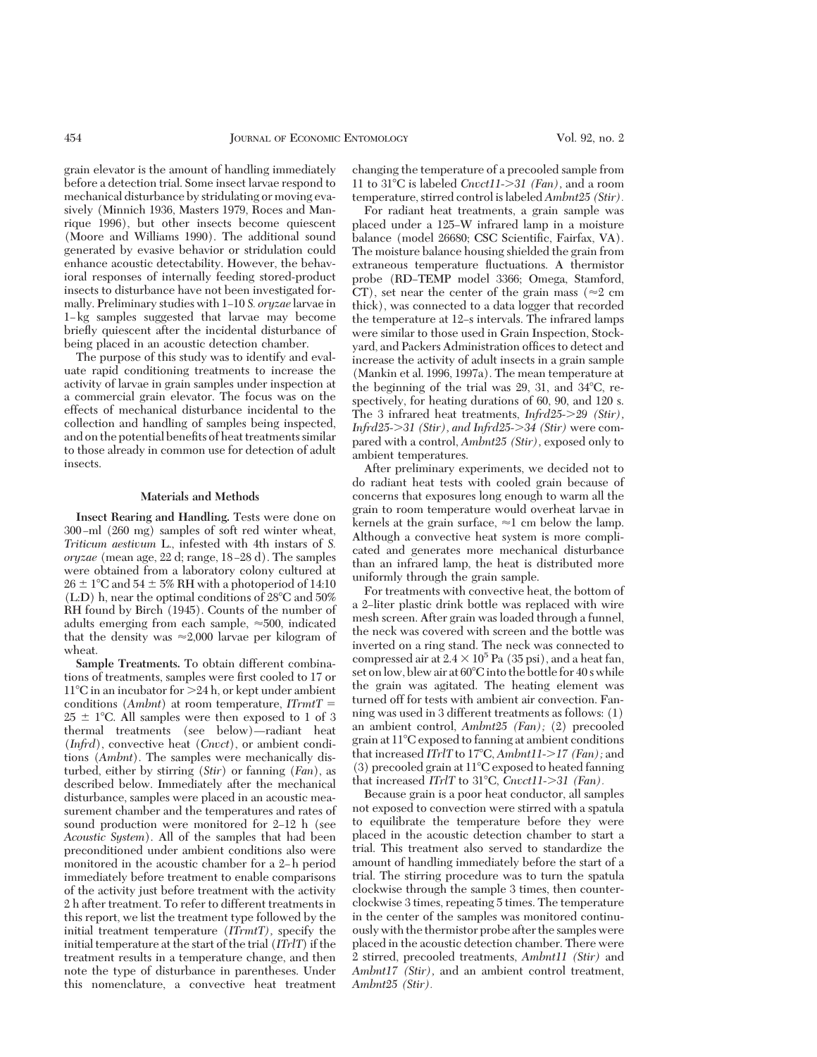grain elevator is the amount of handling immediately before a detection trial. Some insect larvae respond to mechanical disturbance by stridulating or moving evasively (Minnich 1936, Masters 1979, Roces and Manrique 1996), but other insects become quiescent (Moore and Williams 1990). The additional sound generated by evasive behavior or stridulation could enhance acoustic detectability. However, the behavioral responses of internally feeding stored-product insects to disturbance have not been investigated formally. Preliminary studies with 1–10 *S. oryzae* larvae in 1–kg samples suggested that larvae may become briefly quiescent after the incidental disturbance of being placed in an acoustic detection chamber.

The purpose of this study was to identify and evaluate rapid conditioning treatments to increase the activity of larvae in grain samples under inspection at a commercial grain elevator. The focus was on the effects of mechanical disturbance incidental to the collection and handling of samples being inspected, and on the potential benefits of heat treatments similar to those already in common use for detection of adult insects.

## Materials and Methods

**Insect Rearing and Handling.** Tests were done on 300–ml (260 mg) samples of soft red winter wheat, *Triticum aestivum* L., infested with 4th instars of *S. oryzae* (mean age, 22 d; range, 18–28 d). The samples were obtained from a laboratory colony cultured at 26 ± 1°C and 54 ± 5% RH with a photoperiod of 14:10 (L:D) h, near the optimal conditions of 28°C and 50% RH found by Birch (1945). Counts of the number of adults emerging from each sample, ≈500, indicated that the density was ≈2,000 larvae per kilogram of wheat.

**Sample Treatments.** To obtain different combinations of treatments, samples were first cooled to 17 or 11°C in an incubator for >24 h, or kept under ambient conditions (*Ambnt*) at room temperature, *ITrmtT* = 25 ± 1°C. All samples were then exposed to 1 of 3 thermal treatments (see below)—radiant heat (*Infrd*), convective heat (*Cnvct*), or ambient conditions (*Ambnt*). The samples were mechanically disturbed, either by stirring (*Stir*) or fanning (*Fan*), as described below. Immediately after the mechanical disturbance, samples were placed in an acoustic measurement chamber and the temperatures and rates of sound production were monitored for 2–12 h (see *Acoustic System*). All of the samples that had been preconditioned under ambient conditions also were monitored in the acoustic chamber for a 2–h period immediately before treatment to enable comparisons of the activity just before treatment with the activity 2 h after treatment. To refer to different treatments in this report, we list the treatment type followed by the initial treatment temperature (*ITrmtT*), specify the initial temperature at the start of the trial (*ITrlT*) if the treatment results in a temperature change, and then note the type of disturbance in parentheses. Under this nomenclature, a convective heat treatment changing the temperature of a precooled sample from 11 to 31°C is labeled *Cnvct11->31 (Fan)*, and a room temperature, stirred control is labeled *Ambnt25 (Stir)*.

For radiant heat treatments, a grain sample was placed under a 125–W infrared lamp in a moisture balance (model 26680; CSC Scientific, Fairfax, VA). The moisture balance housing shielded the grain from extraneous temperature fluctuations. A thermistor probe (RD–TEMP model 3366; Omega, Stamford, CT), set near the center of the grain mass (≈2 cm thick), was connected to a data logger that recorded the temperature at 12–s intervals. The infrared lamps were similar to those used in Grain Inspection, Stockyard, and Packers Administration offices to detect and increase the activity of adult insects in a grain sample (Mankin et al. 1996, 1997a). The mean temperature at the beginning of the trial was 29, 31, and 34°C, respectively, for heating durations of 60, 90, and 120 s. The 3 infrared heat treatments, *Infrd25->29 (Stir)*, *Infrd25->31 (Stir)*, and *Infrd25->34 (Stir)* were compared with a control, *Ambnt25 (Stir)*, exposed only to ambient temperatures.

After preliminary experiments, we decided not to do radiant heat tests with cooled grain because of concerns that exposures long enough to warm all the grain to room temperature would overheat larvae in kernels at the grain surface, ≈1 cm below the lamp. Although a convective heat system is more complicated and generates more mechanical disturbance than an infrared lamp, the heat is distributed more uniformly through the grain sample.

For treatments with convective heat, the bottom of a 2–liter plastic drink bottle was replaced with wire mesh screen. After grain was loaded through a funnel, the neck was covered with screen and the bottle was inverted on a ring stand. The neck was connected to compressed air at $2.4 \times 10^5$ Pa (35 psi), and a heat fan, set on low, blew air at 60°C into the bottle for 40 s while the grain was agitated. The heating element was turned off for tests with ambient air convection. Fanning was used in 3 different treatments as follows: (1) an ambient control, *Ambnt25 (Fan)*; (2) precooled grain at 11°C exposed to fanning at ambient conditions that increased *ITrlT* to 17°C, *Ambnt11->17 (Fan)*; and (3) precooled grain at 11°C exposed to heated fanning that increased *ITrlT* to 31°C, *Cnvct11->31 (Fan)*.

Because grain is a poor heat conductor, all samples not exposed to convection were stirred with a spatula to equilibrate the temperature before they were placed in the acoustic detection chamber to start a trial. This treatment also served to standardize the amount of handling immediately before the start of a trial. The stirring procedure was to turn the spatula clockwise through the sample 3 times, then counterclockwise 3 times, repeating 5 times. The temperature in the center of the samples was monitored continuously with the thermistor probe after the samples were placed in the acoustic detection chamber. There were 2 stirred, precooled treatments, *Ambnt11 (Stir)* and *Ambnt17 (Stir)*, and an ambient control treatment, *Ambnt25 (Stir)*.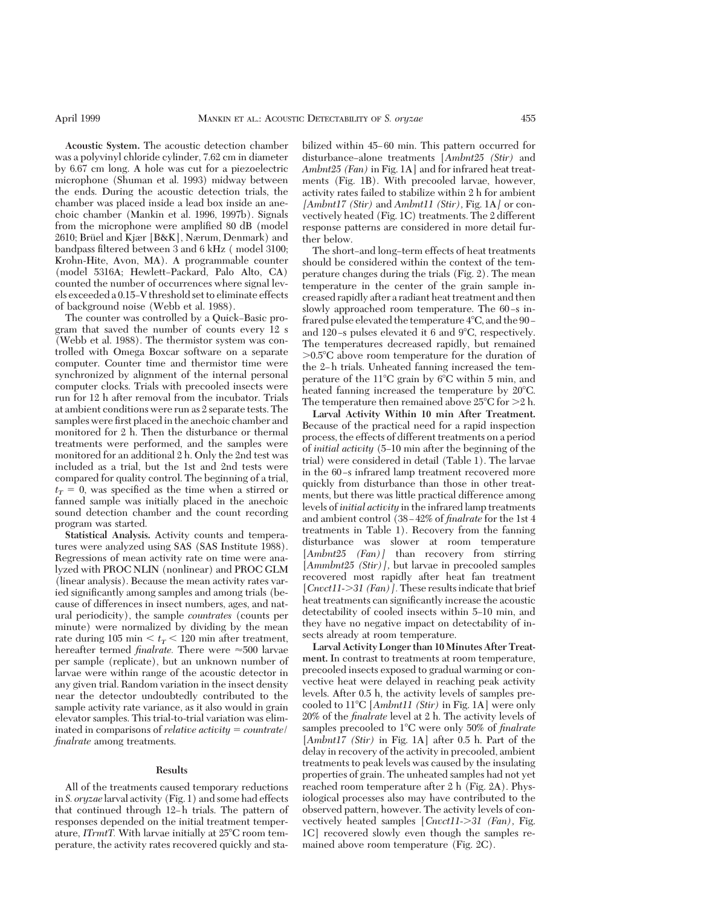**Acoustic System.** The acoustic detection chamber was a polyvinyl chloride cylinder, 7.62 cm in diameter by 6.67 cm long. A hole was cut for a piezoelectric microphone (Shuman et al. 1993) midway between the ends. During the acoustic detection trials, the chamber was placed inside a lead box inside an anechoic chamber (Mankin et al. 1996, 1997b). Signals from the microphone were amplified 80 dB (model 2610; Brüel and Kjær [B&K], Nærum, Denmark) and bandpass filtered between 3 and 6 kHz ( model 3100; Krohn-Hite, Avon, MA). A programmable counter (model 5316A; Hewlett–Packard, Palo Alto, CA) counted the number of occurrences where signal levels exceeded a 0.15–V threshold set to eliminate effects of background noise (Webb et al. 1988).

The counter was controlled by a Quick–Basic program that saved the number of counts every 12 s (Webb et al. 1988). The thermistor system was controlled with Omega Boxcar software on a separate computer. Counter time and thermistor time were synchronized by alignment of the internal personal computer clocks. Trials with precooled insects were run for 12 h after removal from the incubator. Trials at ambient conditions were run as 2 separate tests. The samples were first placed in the anechoic chamber and monitored for 2 h. Then the disturbance or thermal treatments were performed, and the samples were monitored for an additional 2 h. Only the 2nd test was included as a trial, but the 1st and 2nd tests were compared for quality control. The beginning of a trial, $t_T = 0$, was specified as the time when a stirred or fanned sample was initially placed in the anechoic sound detection chamber and the count recording program was started.

**Statistical Analysis.** Activity counts and temperatures were analyzed using SAS (SAS Institute 1988). Regressions of mean activity rate on time were analyzed with PROC NLIN (nonlinear) and PROC GLM (linear analysis). Because the mean activity rates varied significantly among samples and among trials (because of differences in insect numbers, ages, and natural periodicity), the sample *countrates* (counts per minute) were normalized by dividing by the mean rate during 105 min $< t_T <$ 120 min after treatment, hereafter termed *finalrate.* There were ≈500 larvae per sample (replicate), but an unknown number of larvae were within range of the acoustic detector in any given trial. Random variation in the insect density near the detector undoubtedly contributed to the sample activity rate variance, as it also would in grain elevator samples. This trial-to-trial variation was eliminated in comparisons of *relative activity* = *countrate*/*finalrate* among treatments.

## Results

All of the treatments caused temporary reductions in *S. oryzae* larval activity (Fig. 1) and some had effects that continued through 12–h trials. The pattern of responses depended on the initial treatment temperature, *ITrmtT.* With larvae initially at 25°C room temperature, the activity rates recovered quickly and stabilized within 45–60 min. This pattern occurred for disturbance–alone treatments [*Ambnt25 (Stir)* and *Ambnt25 (Fan)* in Fig. 1A] and for infrared heat treatments (Fig. 1B). With precooled larvae, however, activity rates failed to stabilize within 2 h for ambient [*Ambnt17 (Stir)* and *Ambnt11 (Stir)*, Fig. 1A] or convectively heated (Fig. 1C) treatments. The 2 different response patterns are considered in more detail further below.

The short–and long–term effects of heat treatments should be considered within the context of the temperature changes during the trials (Fig. 2). The mean temperature in the center of the grain sample increased rapidly after a radiant heat treatment and then slowly approached room temperature. The 60–s infrared pulse elevated the temperature 4°C, and the 90– and 120–s pulses elevated it 6 and 9°C, respectively. The temperatures decreased rapidly, but remained >0.5°C above room temperature for the duration of the 2–h trials. Unheated fanning increased the temperature of the 11°C grain by 6°C within 5 min, and heated fanning increased the temperature by 20°C. The temperature then remained above 25°C for >2 h.

**Larval Activity Within 10 min After Treatment.** Because of the practical need for a rapid inspection process, the effects of different treatments on a period of *initial activity* (5–10 min after the beginning of the trial) were considered in detail (Table 1). The larvae in the 60–s infrared lamp treatment recovered more quickly from disturbance than those in other treatments, but there was little practical difference among levels of *initial activity* in the infrared lamp treatments and ambient control (38–42% of *finalrate* for the 1st 4 treatments in Table 1). Recovery from the fanning disturbance was slower at room temperature [*Ambnt25 (Fan)*] than recovery from stirring [*Ammbnt25 (Stir)*], but larvae in precooled samples recovered most rapidly after heat fan treatment [*Cnvct11->31 (Fan)*]. These results indicate that brief heat treatments can significantly increase the acoustic detectability of cooled insects within 5–10 min, and they have no negative impact on detectability of insects already at room temperature.

**Larval Activity Longer than 10 Minutes After Treatment.** In contrast to treatments at room temperature, precooled insects exposed to gradual warming or convective heat were delayed in reaching peak activity levels. After 0.5 h, the activity levels of samples precooled to 11°C [*Ambnt11 (Stir)* in Fig. 1A] were only 20% of the *finalrate* level at 2 h. The activity levels of samples precooled to 1°C were only 50% of *finalrate* [*Ambnt17 (Stir)* in Fig. 1A] after 0.5 h. Part of the delay in recovery of the activity in precooled, ambient treatments to peak levels was caused by the insulating properties of grain. The unheated samples had not yet reached room temperature after 2 h (Fig. 2A). Physiological processes also may have contributed to the observed pattern, however. The activity levels of convectively heated samples [*Cnvct11->31 (Fan)*, Fig. 1C] recovered slowly even though the samples remained above room temperature (Fig. 2C).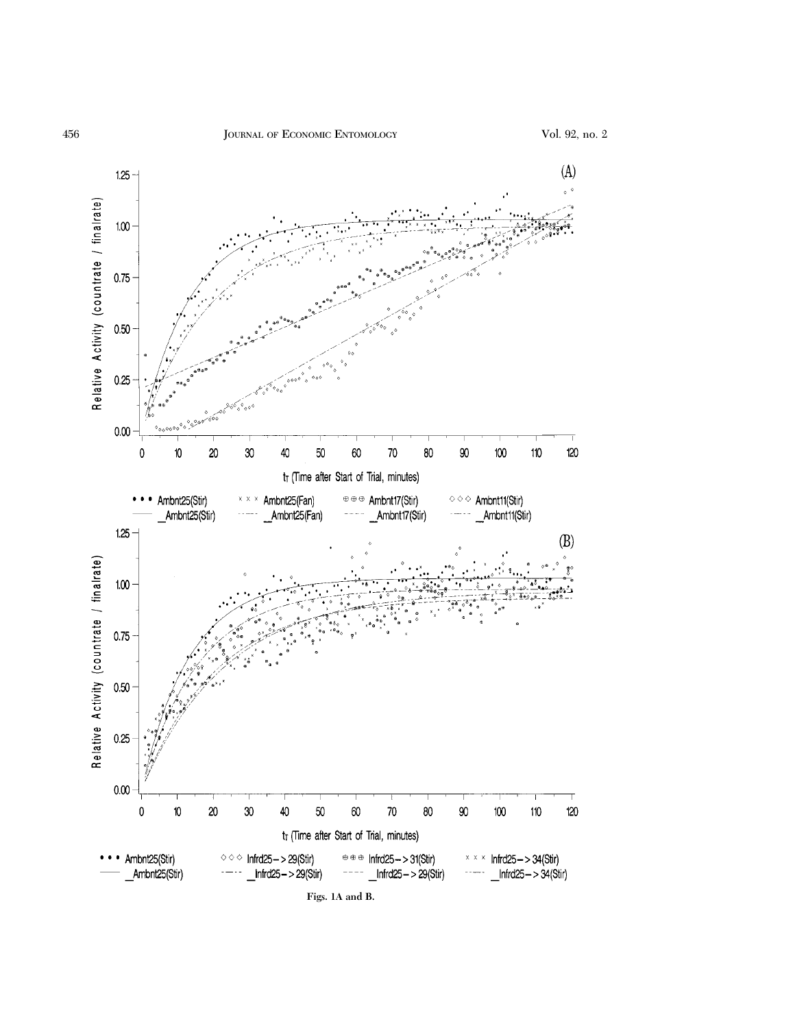Figs. 1A and B.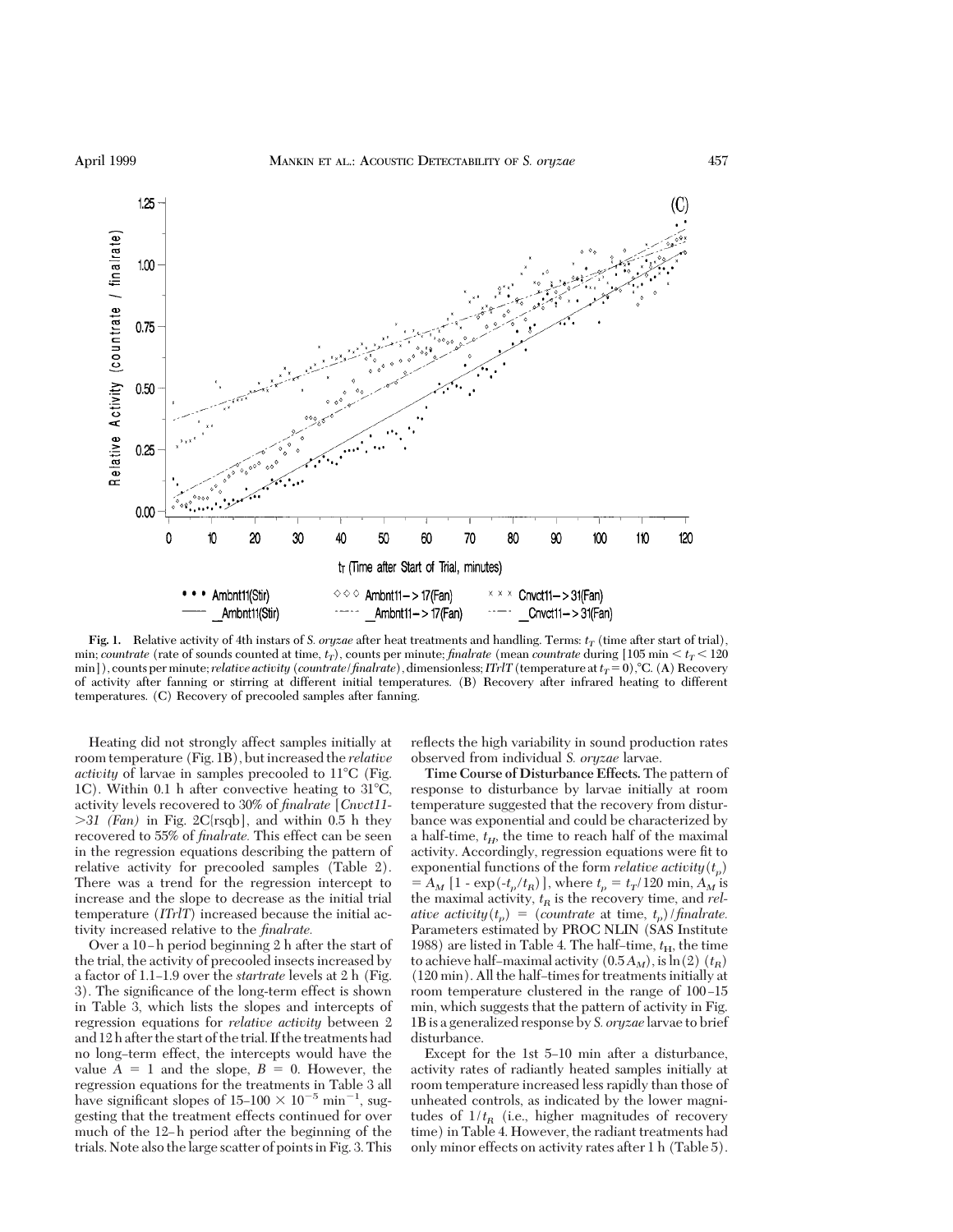Fig. 1. Relative activity of 4th instars of *S. oryzae* after heat treatments and handling. Terms: $t_T$ (time after start of trial), min; *countrate* (rate of sounds counted at time, $t_T$), counts per minute; *finalrate* (mean *countrate* during [105 min $< t_T <$ 120 min]), counts per minute; *relative activity* (*countrate*/*finalrate*), dimensionless; *ITrlT* (temperature at $t_T = 0$),°C. (A) Recovery of activity after fanning or stirring at different initial temperatures. (B) Recovery after infrared heating to different temperatures. (C) Recovery of precooled samples after fanning.

Heating did not strongly affect samples initially at room temperature (Fig. 1B), but increased the *relative activity* of larvae in samples precooled to 11°C (Fig. 1C). Within 0.1 h after convective heating to 31°C, activity levels recovered to 30% of *finalrate* [*Cnvct11->31 (Fan)* in Fig. 2C(rsqb], and within 0.5 h they recovered to 55% of *finalrate.* This effect can be seen in the regression equations describing the pattern of relative activity for precooled samples (Table 2). There was a trend for the regression intercept to increase and the slope to decrease as the initial trial temperature (*ITrlT*) increased because the initial activity increased relative to the *finalrate.*

Over a 10-h period beginning 2 h after the start of the trial, the activity of precooled insects increased by a factor of 1.1–1.9 over the *startrate* levels at 2 h (Fig. 3). The significance of the long-term effect is shown in Table 3, which lists the slopes and intercepts of regression equations for *relative activity* between 2 and 12 h after the start of the trial. If the treatments had no long-term effect, the intercepts would have the value $A = 1$ and the slope, $B = 0$. However, the regression equations for the treatments in Table 3 all have significant slopes of $15–100 \times 10^{-5}$ min$^{-1}$, suggesting that the treatment effects continued for over much of the 12-h period after the beginning of the trials. Note also the large scatter of points in Fig. 3. This reflects the high variability in sound production rates observed from individual *S. oryzae* larvae.

**Time Course of Disturbance Effects.** The pattern of response to disturbance by larvae initially at room temperature suggested that the recovery from disturbance was exponential and could be characterized by a half-time, $t_H$, the time to reach half of the maximal activity. Accordingly, regression equations were fit to exponential functions of the form *relative activity*$(t_p) = A_M\,[1 - \exp(-t_p/t_R)]$, where $t_p = t_T/120$ min, $A_M$ is the maximal activity, $t_R$ is the recovery time, and *relative activity*$(t_p)$ = (*countrate* at time, $t_p$)/*finalrate.* Parameters estimated by PROC NLIN (SAS Institute 1988) are listed in Table 4. The half-time, $t_H$, the time to achieve half-maximal activity $(0.5A_M)$, is $\ln(2)\ (t_R)$ (120 min). All the half-times for treatments initially at room temperature clustered in the range of 100–15 min, which suggests that the pattern of activity in Fig. 1B is a generalized response by *S. oryzae* larvae to brief disturbance.

Except for the 1st 5–10 min after a disturbance, activity rates of radiantly heated samples initially at room temperature increased less rapidly than those of unheated controls, as indicated by the lower magnitudes of $1/t_R$ (i.e., higher magnitudes of recovery time) in Table 4. However, the radiant treatments had only minor effects on activity rates after 1 h (Table 5).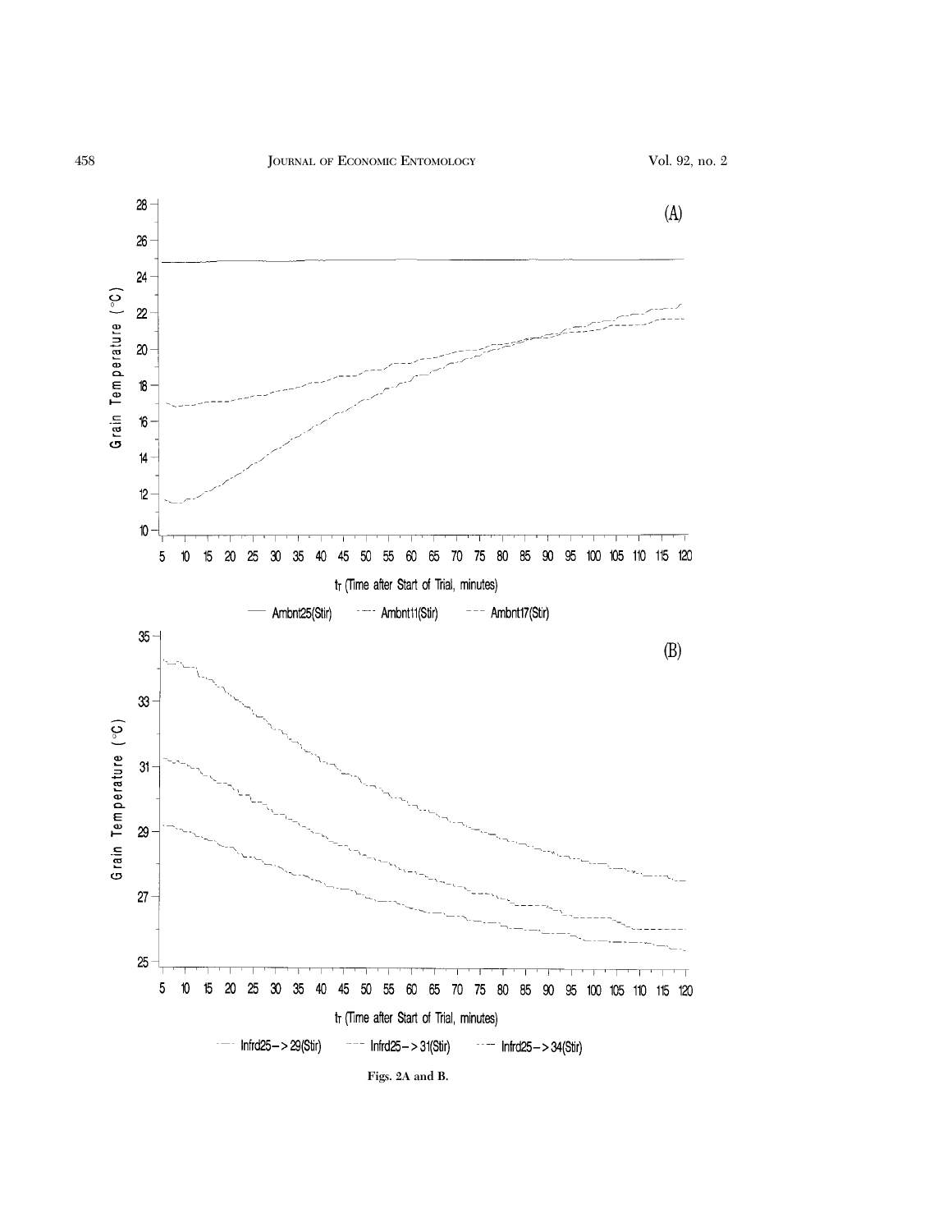Figs. 2A and B.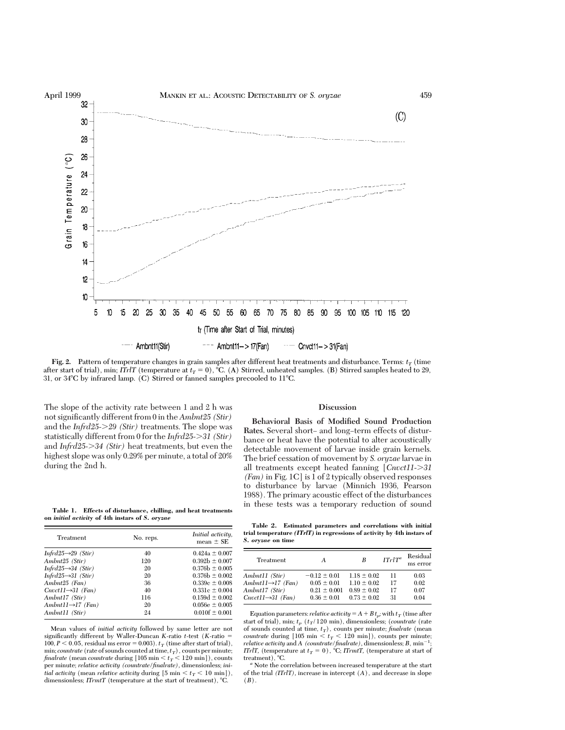**Fig. 2.** Pattern of temperature changes in grain samples after different heat treatments and disturbance. Terms: $t_T$ (time after start of trial), min; *ITrlT* (temperature at $t_T = 0$), °C. (A) Stirred, unheated samples. (B) Stirred samples heated to 29, 31, or 34°C by infrared lamp. (C) Stirred or fanned samples precooled to 11°C.

The slope of the activity rate between 1 and 2 h was not significantly different from 0 in the *Ambnt25 (Stir)* and the *Infrd25->29 (Stir)* treatments. The slope was statistically different from 0 for the *Infrd25->31 (Stir)* and *Infrd25->34 (Stir)* heat treatments, but even the highest slope was only 0.29% per minute, a total of 20% during the 2nd h.

**Table 1. Effects of disturbance, chilling, and heat treatments on *initial activity* of 4th instars of *S. oryzae***

| Treatment | No. reps. | *Initial activity*, mean ± SE |
|---|---|---|
| *Infrd25→29 (Stir)* | 40 | 0.424a ± 0.007 |
| *Ambnt25 (Stir)* | 120 | 0.392b ± 0.007 |
| *Infrd25→34 (Stir)* | 20 | 0.376b ± 0.005 |
| *Infrd25→31 (Stir)* | 20 | 0.376b ± 0.002 |
| *Ambnt25 (Fan)* | 36 | 0.339c ± 0.008 |
| *Cnvct11→31 (Fan)* | 40 | 0.331c ± 0.004 |
| *Ambnt17 (Stir)* | 116 | 0.159d ± 0.002 |
| *Ambnt11→17 (Fan)* | 20 | 0.056e ± 0.005 |
| *Ambnt11 (Stir)* | 24 | 0.010f ± 0.001 |

Mean values of *initial activity* followed by same letter are not significantly different by Waller-Duncan *K*-ratio *t*-test (*K*-ratio = 100, $P < 0.05$, residual ms error = 0.003). $t_T$ (time after start of trial), min; *countrate* (rate of sounds counted at time, $t_T$), counts per minute; *finalrate* (mean *countrate* during [105 min < $t_T$ < 120 min]), counts per minute; *relative activity (countrate/finalrate)*, dimensionless; *initial activity* (mean *relative activity* during [5 min < $t_T$ < 10 min]), dimensionless; *ITrmtT* (temperature at the start of treatment), °C.

## Discussion

**Behavioral Basis of Modified Sound Production Rates.** Several short– and long–term effects of disturbance or heat have the potential to alter acoustically detectable movement of larvae inside grain kernels. The brief cessation of movement by *S. oryzae* larvae in all treatments except heated fanning [*Cnvct11->31 (Fan)* in Fig. 1C] is 1 of 2 typically observed responses to disturbance by larvae (Minnich 1936, Pearson 1988). The primary acoustic effect of the disturbances in these tests was a temporary reduction of sound

**Table 2. Estimated parameters and correlations with initial trial temperature (*ITrlT*) in regressions of activity by 4th instars of *S. oryzae* on time**

| Treatment | *A* | *B* | *ITrlT*[a] | Residual ms error |
|---|---|---|---|---|
| *Ambnt11 (Stir)* | −0.12 ± 0.01 | 1.18 ± 0.02 | 11 | 0.03 |
| *Ambnt11→17 (Fan)* | 0.05 ± 0.01 | 1.10 ± 0.02 | 17 | 0.02 |
| *Ambnt17 (Stir)* | 0.21 ± 0.001 | 0.89 ± 0.02 | 17 | 0.07 |
| *Cnvct11→31 (Fan)* | 0.36 ± 0.01 | 0.73 ± 0.02 | 31 | 0.04 |

Equation parameters: *relative activity* = $A + B t_p$; with $t_T$ (time after start of trial), min; $t_p$ ($t_T$/120 min), dimensionless; (*countrate* (rate of sounds counted at time, $t_T$), counts per minute; *finalrate* (mean *countrate* during [105 min < $t_T$ < 120 min]), counts per minute; *relative activity* and *A* (*countrate/finalrate*), dimensionless; *B*, $\text{min}^{-1}$; *ITrlT*, (temperature at $t_T = 0$), °C; *ITrmtT*, (temperature at start of treatment), °C.

[a] Note the correlation between increased temperature at the start of the trial (*ITrlT*), increase in intercept (*A*), and decrease in slope (*B*).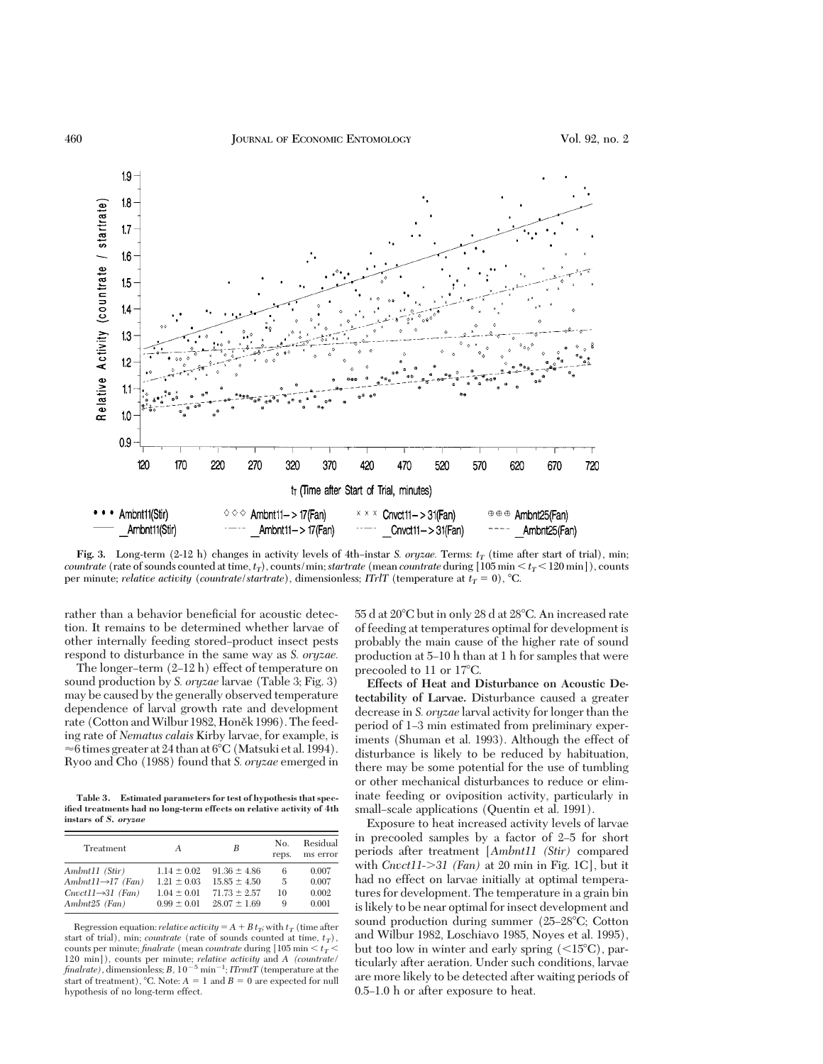**Fig. 3.** Long-term (2-12 h) changes in activity levels of 4th–instar *S. oryzae.* Terms: $t_T$ (time after start of trial), min; *countrate* (rate of sounds counted at time, $t_T$), counts/min; *startrate* (mean *countrate* during [105 min $< t_T <$ 120 min]), counts per minute; *relative activity* (*countrate*/*startrate*), dimensionless; *ITrlT* (temperature at $t_T = 0$), °C.

rather than a behavior beneficial for acoustic detection. It remains to be determined whether larvae of other internally feeding stored–product insect pests respond to disturbance in the same way as *S. oryzae.*

The longer–term (2–12 h) effect of temperature on sound production by *S. oryzae* larvae (Table 3; Fig. 3) may be caused by the generally observed temperature dependence of larval growth rate and development rate (Cotton and Wilbur 1982, Honěk 1996). The feeding rate of *Nematus calais* Kirby larvae, for example, is ≈6 times greater at 24 than at 6°C (Matsuki et al. 1994). Ryoo and Cho (1988) found that *S. oryzae* emerged in 55 d at 20°C but in only 28 d at 28°C. An increased rate of feeding at temperatures optimal for development is probably the main cause of the higher rate of sound production at 5–10 h than at 1 h for samples that were precooled to 11 or 17°C.

**Table 3. Estimated parameters for test of hypothesis that specified treatments had no long-term effects on relative activity of 4th instars of *S. oryzae***

| Treatment | *A* | *B* | No. reps. | Residual ms error |
|---|---|---|---|---|
| *Ambnt11 (Stir)* | 1.14 ± 0.02 | 91.36 ± 4.86 | 6 | 0.007 |
| *Ambnt11→17 (Fan)* | 1.21 ± 0.03 | 15.85 ± 4.50 | 5 | 0.007 |
| *Cnvct11→31 (Fan)* | 1.04 ± 0.01 | 71.73 ± 2.57 | 10 | 0.002 |
| *Ambnt25 (Fan)* | 0.99 ± 0.01 | 28.07 ± 1.69 | 9 | 0.001 |

Regression equation: *relative activity* = $A + B\,t_T$, with $t_T$ (time after start of trial), min; *countrate* (rate of sounds counted at time, $t_T$), counts per minute; *finalrate* (mean *countrate* during [105 min $< t_T <$ 120 min]), counts per minute; *relative activity* and *A* (*countrate*/*finalrate*), dimensionless; *B*, $10^{-5}$ min$^{-1}$; *ITrmtT* (temperature at the start of treatment), °C. Note: $A = 1$ and $B = 0$ are expected for null hypothesis of no long-term effect.

**Effects of Heat and Disturbance on Acoustic Detectability of Larvae.** Disturbance caused a greater decrease in *S. oryzae* larval activity for longer than the period of 1–3 min estimated from preliminary experiments (Shuman et al. 1993). Although the effect of disturbance is likely to be reduced by habituation, there may be some potential for the use of tumbling or other mechanical disturbances to reduce or eliminate feeding or oviposition activity, particularly in small–scale applications (Quentin et al. 1991).

Exposure to heat increased activity levels of larvae in precooled samples by a factor of 2–5 for short periods after treatment [*Ambnt11 (Stir)* compared with *Cnvct11->31 (Fan)* at 20 min in Fig. 1C], but it had no effect on larvae initially at optimal temperatures for development. The temperature in a grain bin is likely to be near optimal for insect development and sound production during summer (25–28°C; Cotton and Wilbur 1982, Loschiavo 1985, Noyes et al. 1995), but too low in winter and early spring (<15°C), particularly after aeration. Under such conditions, larvae are more likely to be detected after waiting periods of 0.5–1.0 h or after exposure to heat.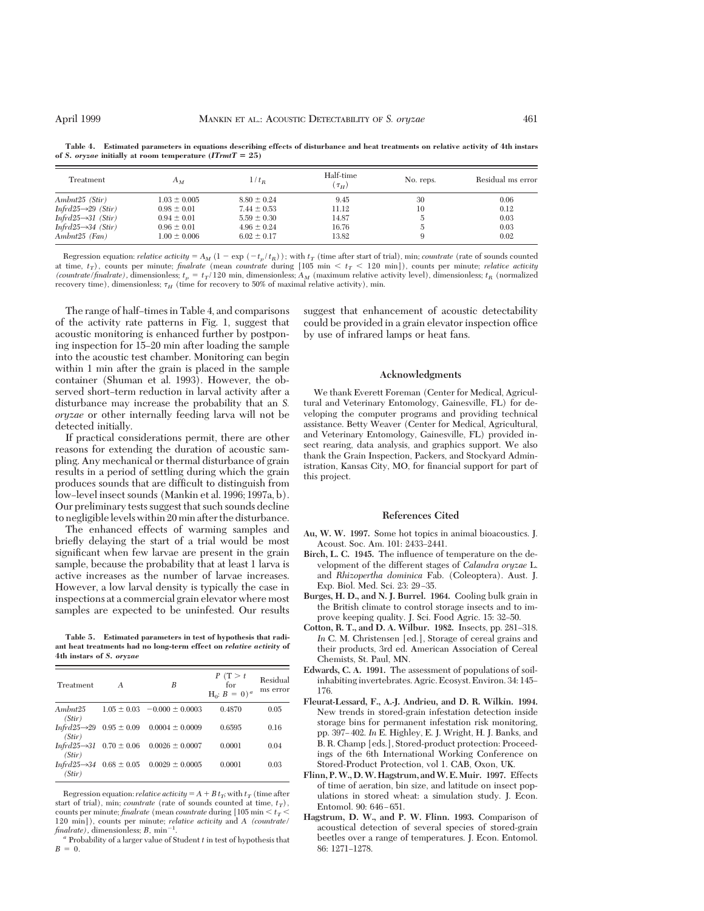**Table 4. Estimated parameters in equations describing effects of disturbance and heat treatments on relative activity of 4th instars of *S. oryzae* initially at room temperature (*ITrmtT* = 25)**

| Treatment | $A_M$ | $1/t_R$ | Half-time ($\tau_H$) | No. reps. | Residual ms error |
|---|---|---|---|---|---|
| *Ambnt25 (Stir)* | 1.03 ± 0.005 | 8.80 ± 0.24 | 9.45 | 30 | 0.06 |
| *Infrd25→29 (Stir)* | 0.98 ± 0.01 | 7.44 ± 0.53 | 11.12 | 10 | 0.12 |
| *Infrd25→31 (Stir)* | 0.94 ± 0.01 | 5.59 ± 0.30 | 14.87 | 5 | 0.03 |
| *Infrd25→34 (Stir)* | 0.96 ± 0.01 | 4.96 ± 0.24 | 16.76 | 5 | 0.03 |
| *Ambnt25 (Fan)* | 1.00 ± 0.006 | 6.02 ± 0.17 | 13.82 | 9 | 0.02 |

Regression equation: *relative activity* = $A_M$ (1 − exp (−$t_p$/$t_R$)); with $t_T$ (time after start of trial), min; *countrate* (rate of sounds counted at time, $t_T$), counts per minute; *finalrate* (mean *countrate* during [105 min < $t_T$ < 120 min]), counts per minute; *relative activity* (*countrate*/*finalrate*), dimensionless; $t_p$ = $t_T$/120 min, dimensionless; $A_M$ (maximum relative activity level), dimensionless; $t_R$ (normalized recovery time), dimensionless; $\tau_H$ (time for recovery to 50% of maximal relative activity), min.

The range of half-times in Table 4, and comparisons of the activity rate patterns in Fig. 1, suggest that acoustic monitoring is enhanced further by postponing inspection for 15–20 min after loading the sample into the acoustic test chamber. Monitoring can begin within 1 min after the grain is placed in the sample container (Shuman et al. 1993). However, the observed short-term reduction in larval activity after a disturbance may increase the probability that an *S. oryzae* or other internally feeding larva will not be detected initially.

If practical considerations permit, there are other reasons for extending the duration of acoustic sampling. Any mechanical or thermal disturbance of grain results in a period of settling during which the grain produces sounds that are difficult to distinguish from low-level insect sounds (Mankin et al. 1996; 1997a, b). Our preliminary tests suggest that such sounds decline to negligible levels within 20 min after the disturbance.

The enhanced effects of warming samples and briefly delaying the start of a trial would be most significant when few larvae are present in the grain sample, because the probability that at least 1 larva is active increases as the number of larvae increases. However, a low larval density is typically the case in inspections at a commercial grain elevator where most samples are expected to be uninfested. Our results suggest that enhancement of acoustic detectability could be provided in a grain elevator inspection office by use of infrared lamps or heat fans.

**Table 5. Estimated parameters in test of hypothesis that radiant heat treatments had no long-term effect on *relative activity* of 4th instars of *S. oryzae***

| Treatment | A | B | P (T > t for H$_0$: B = 0)[a] | Residual ms error |
|---|---|---|---|---|
| *Ambnt25 (Stir)* | 1.05 ± 0.03 | −0.000 ± 0.0003 | 0.4870 | 0.05 |
| *Infrd25→29 (Stir)* | 0.95 ± 0.09 | 0.0004 ± 0.0009 | 0.6595 | 0.16 |
| *Infrd25→31 (Stir)* | 0.70 ± 0.06 | 0.0026 ± 0.0007 | 0.0001 | 0.04 |
| *Infrd25→34 (Stir)* | 0.68 ± 0.05 | 0.0029 ± 0.0005 | 0.0001 | 0.03 |

Regression equation: *relative activity* = A + B $t_T$; with $t_T$ (time after start of trial), min; *countrate* (rate of sounds counted at time, $t_T$), counts per minute; *finalrate* (mean *countrate* during [105 min < $t_T$ < 120 min]), counts per minute; *relative activity* and *A* (*countrate*/*finalrate*), dimensionless; *B*, min$^{-1}$.

[a] Probability of a larger value of Student *t* in test of hypothesis that *B* = 0.

## Acknowledgments

We thank Everett Foreman (Center for Medical, Agricultural and Veterinary Entomology, Gainesville, FL) for developing the computer programs and providing technical assistance. Betty Weaver (Center for Medical, Agricultural, and Veterinary Entomology, Gainesville, FL) provided insect rearing, data analysis, and graphics support. We also thank the Grain Inspection, Packers, and Stockyard Administration, Kansas City, MO, for financial support for part of this project.

## References Cited

**Au, W. W. 1997.** Some hot topics in animal bioacoustics. J. Acoust. Soc. Am. 101: 2433–2441.

**Birch, L. C. 1945.** The influence of temperature on the development of the different stages of *Calandra oryzae* L. and *Rhizopertha dominica* Fab. (Coleoptera). Aust. J. Exp. Biol. Med. Sci. 23: 29–35.

**Burges, H. D., and N. J. Burrel. 1964.** Cooling bulk grain in the British climate to control storage insects and to improve keeping quality. J. Sci. Food Agric. 15: 32–50.

**Cotton, R. T., and D. A. Wilbur. 1982.** Insects, pp. 281–318. *In* C. M. Christensen [ed.], Storage of cereal grains and their products, 3rd ed. American Association of Cereal Chemists, St. Paul, MN.

**Edwards, C. A. 1991.** The assessment of populations of soil-inhabiting invertebrates. Agric. Ecosyst. Environ. 34: 145–176.

**Fleurat-Lessard, F., A.-J. Andrieu, and D. R. Wilkin. 1994.** New trends in stored-grain infestation detection inside storage bins for permanent infestation risk monitoring, pp. 397–402. *In* E. Highley, E. J. Wright, H. J. Banks, and B. R. Champ [eds.], Stored-product protection: Proceedings of the 6th International Working Conference on Stored-Product Protection, vol 1. CAB, Oxon, UK.

**Flinn, P. W., D. W. Hagstrum, and W. E. Muir. 1997.** Effects of time of aeration, bin size, and latitude on insect populations in stored wheat: a simulation study. J. Econ. Entomol. 90: 646–651.

**Hagstrum, D. W., and P. W. Flinn. 1993.** Comparison of acoustical detection of several species of stored-grain beetles over a range of temperatures. J. Econ. Entomol. 86: 1271–1278.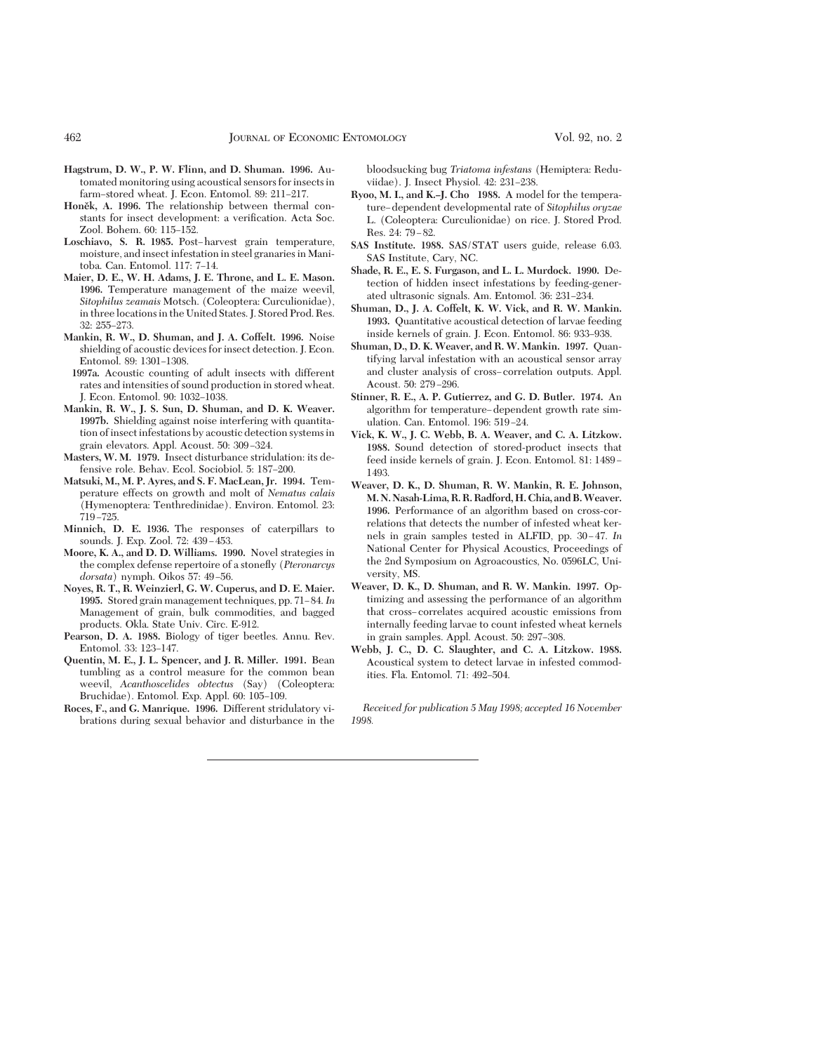**Hagstrum, D. W., P. W. Flinn, and D. Shuman. 1996.** Automated monitoring using acoustical sensors for insects in farm–stored wheat. J. Econ. Entomol. 89: 211–217.

**Honěk, A. 1996.** The relationship between thermal constants for insect development: a verification. Acta Soc. Zool. Bohem. 60: 115–152.

**Loschiavo, S. R. 1985.** Post–harvest grain temperature, moisture, and insect infestation in steel granaries in Manitoba. Can. Entomol. 117: 7–14.

**Maier, D. E., W. H. Adams, J. E. Throne, and L. E. Mason. 1996.** Temperature management of the maize weevil, *Sitophilus zeamais* Motsch. (Coleoptera: Curculionidae), in three locations in the United States. J. Stored Prod. Res. 32: 255–273.

**Mankin, R. W., D. Shuman, and J. A. Coffelt. 1996.** Noise shielding of acoustic devices for insect detection. J. Econ. Entomol. 89: 1301–1308.

**1997a.** Acoustic counting of adult insects with different rates and intensities of sound production in stored wheat. J. Econ. Entomol. 90: 1032–1038.

**Mankin, R. W., J. S. Sun, D. Shuman, and D. K. Weaver. 1997b.** Shielding against noise interfering with quantitation of insect infestations by acoustic detection systems in grain elevators. Appl. Acoust. 50: 309–324.

**Masters, W. M. 1979.** Insect disturbance stridulation: its defensive role. Behav. Ecol. Sociobiol. 5: 187–200.

**Matsuki, M., M. P. Ayres, and S. F. MacLean, Jr. 1994.** Temperature effects on growth and molt of *Nematus calais* (Hymenoptera: Tenthredinidae). Environ. Entomol. 23: 719–725.

**Minnich, D. E. 1936.** The responses of caterpillars to sounds. J. Exp. Zool. 72: 439–453.

**Moore, K. A., and D. D. Williams. 1990.** Novel strategies in the complex defense repertoire of a stonefly (*Pteronarcys dorsata*) nymph. Oikos 57: 49–56.

**Noyes, R. T., R. Weinzierl, G. W. Cuperus, and D. E. Maier. 1995.** Stored grain management techniques, pp. 71–84. *In* Management of grain, bulk commodities, and bagged products. Okla. State Univ. Circ. E-912.

**Pearson, D. A. 1988.** Biology of tiger beetles. Annu. Rev. Entomol. 33: 123–147.

**Quentin, M. E., J. L. Spencer, and J. R. Miller. 1991.** Bean tumbling as a control measure for the common bean weevil, *Acanthoscelides obtectus* (Say) (Coleoptera: Bruchidae). Entomol. Exp. Appl. 60: 105–109.

**Roces, F., and G. Manrique. 1996.** Different stridulatory vibrations during sexual behavior and disturbance in the bloodsucking bug *Triatoma infestans* (Hemiptera: Reduviidae). J. Insect Physiol. 42: 231–238.

**Ryoo, M. I., and K.–J. Cho 1988.** A model for the temperature–dependent developmental rate of *Sitophilus oryzae* L. (Coleoptera: Curculionidae) on rice. J. Stored Prod. Res. 24: 79–82.

**SAS Institute. 1988.** SAS/STAT users guide, release 6.03. SAS Institute, Cary, NC.

**Shade, R. E., E. S. Furgason, and L. L. Murdock. 1990.** Detection of hidden insect infestations by feeding-generated ultrasonic signals. Am. Entomol. 36: 231–234.

**Shuman, D., J. A. Coffelt, K. W. Vick, and R. W. Mankin. 1993.** Quantitative acoustical detection of larvae feeding inside kernels of grain. J. Econ. Entomol. 86: 933–938.

**Shuman, D., D. K. Weaver, and R. W. Mankin. 1997.** Quantifying larval infestation with an acoustical sensor array and cluster analysis of cross–correlation outputs. Appl. Acoust. 50: 279–296.

**Stinner, R. E., A. P. Gutierrez, and G. D. Butler. 1974.** An algorithm for temperature–dependent growth rate simulation. Can. Entomol. 196: 519–24.

**Vick, K. W., J. C. Webb, B. A. Weaver, and C. A. Litzkow. 1988.** Sound detection of stored-product insects that feed inside kernels of grain. J. Econ. Entomol. 81: 1489–1493.

**Weaver, D. K., D. Shuman, R. W. Mankin, R. E. Johnson, M. N. Nasah-Lima, R. R. Radford, H. Chia, and B. Weaver. 1996.** Performance of an algorithm based on cross-correlations that detects the number of infested wheat kernels in grain samples tested in ALFID, pp. 30–47. *In* National Center for Physical Acoustics, Proceedings of the 2nd Symposium on Agroacoustics, No. 0596LC, University, MS.

**Weaver, D. K., D. Shuman, and R. W. Mankin. 1997.** Optimizing and assessing the performance of an algorithm that cross–correlates acquired acoustic emissions from internally feeding larvae to count infested wheat kernels in grain samples. Appl. Acoust. 50: 297–308.

**Webb, J. C., D. C. Slaughter, and C. A. Litzkow. 1988.** Acoustical system to detect larvae in infested commodities. Fla. Entomol. 71: 492–504.

*Received for publication 5 May 1998; accepted 16 November 1998.*